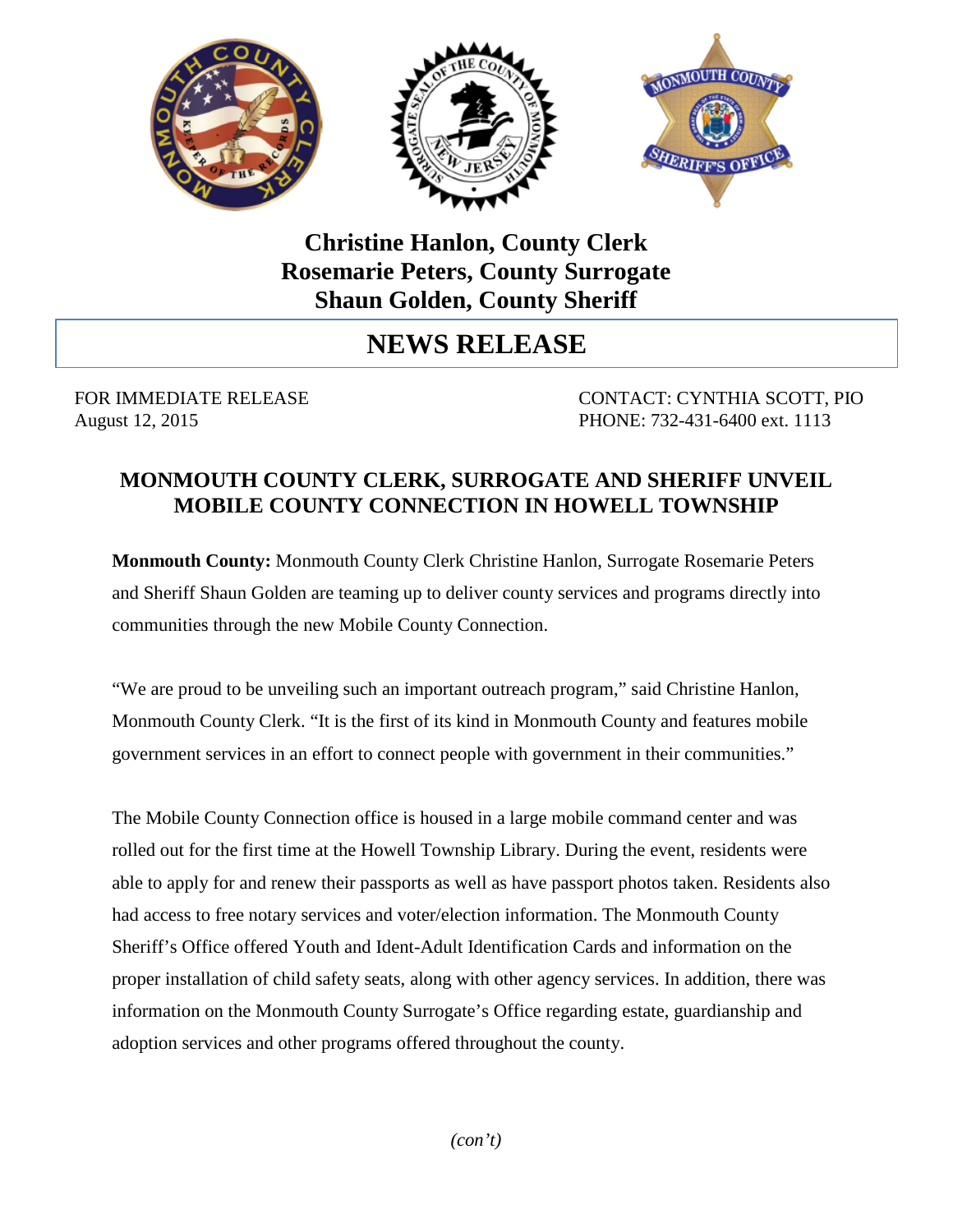**Christine Hanlon, County Clerk**
**Rosemarie Peters, County Surrogate**
**Shaun Golden, County Sheriff**

# NEWS RELEASE

FOR IMMEDIATE RELEASE
August 12, 2015

CONTACT: CYNTHIA SCOTT, PIO
PHONE: 732-431-6400 ext. 1113

## MONMOUTH COUNTY CLERK, SURROGATE AND SHERIFF UNVEIL MOBILE COUNTY CONNECTION IN HOWELL TOWNSHIP

**Monmouth County:** Monmouth County Clerk Christine Hanlon, Surrogate Rosemarie Peters and Sheriff Shaun Golden are teaming up to deliver county services and programs directly into communities through the new Mobile County Connection.

"We are proud to be unveiling such an important outreach program," said Christine Hanlon, Monmouth County Clerk. "It is the first of its kind in Monmouth County and features mobile government services in an effort to connect people with government in their communities."

The Mobile County Connection office is housed in a large mobile command center and was rolled out for the first time at the Howell Township Library. During the event, residents were able to apply for and renew their passports as well as have passport photos taken. Residents also had access to free notary services and voter/election information. The Monmouth County Sheriff's Office offered Youth and Ident-Adult Identification Cards and information on the proper installation of child safety seats, along with other agency services. In addition, there was information on the Monmouth County Surrogate's Office regarding estate, guardianship and adoption services and other programs offered throughout the county.

*(con't)*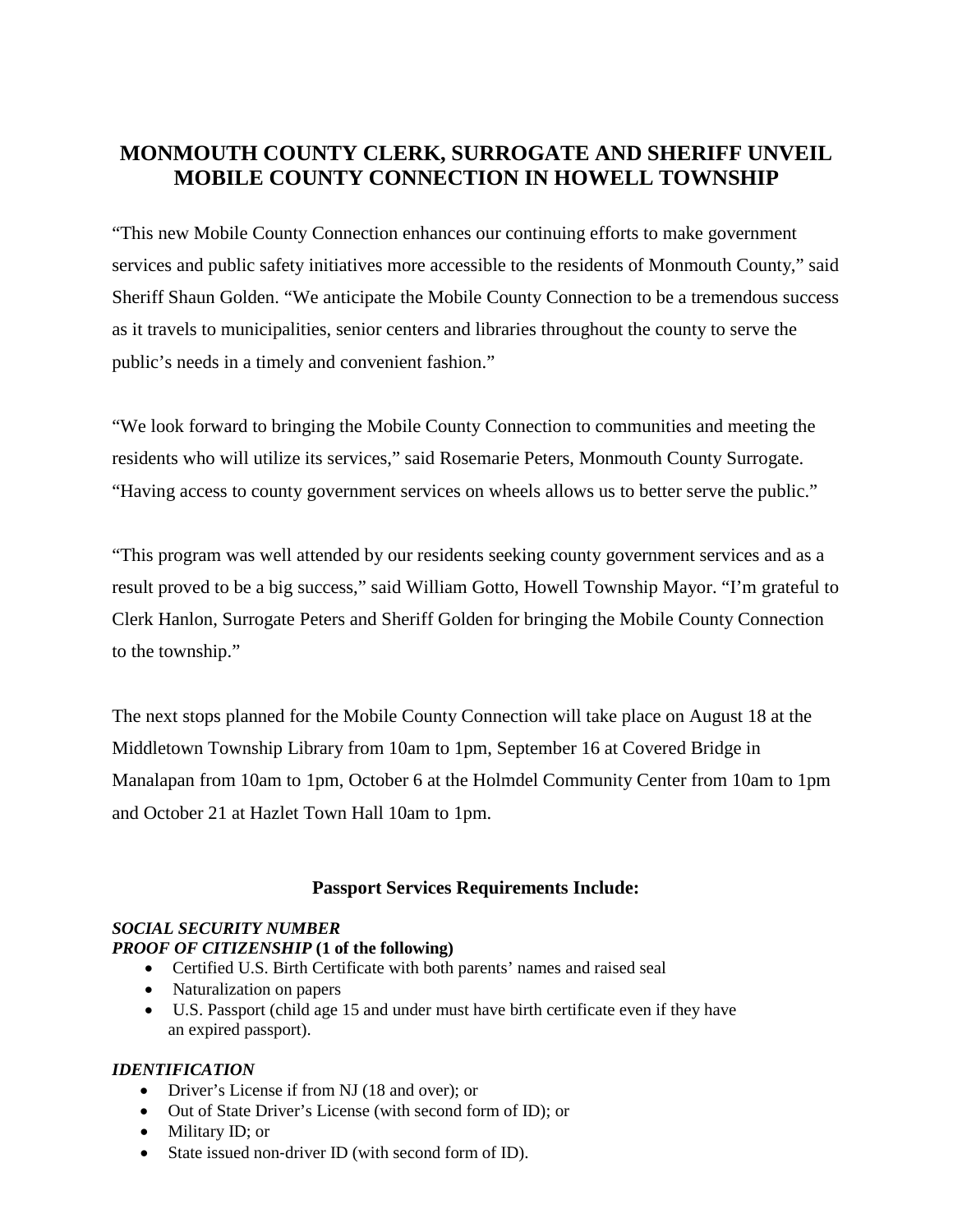# MONMOUTH COUNTY CLERK, SURROGATE AND SHERIFF UNVEIL MOBILE COUNTY CONNECTION IN HOWELL TOWNSHIP

"This new Mobile County Connection enhances our continuing efforts to make government services and public safety initiatives more accessible to the residents of Monmouth County," said Sheriff Shaun Golden. "We anticipate the Mobile County Connection to be a tremendous success as it travels to municipalities, senior centers and libraries throughout the county to serve the public's needs in a timely and convenient fashion."

"We look forward to bringing the Mobile County Connection to communities and meeting the residents who will utilize its services," said Rosemarie Peters, Monmouth County Surrogate. "Having access to county government services on wheels allows us to better serve the public."

"This program was well attended by our residents seeking county government services and as a result proved to be a big success," said William Gotto, Howell Township Mayor. "I'm grateful to Clerk Hanlon, Surrogate Peters and Sheriff Golden for bringing the Mobile County Connection to the township."

The next stops planned for the Mobile County Connection will take place on August 18 at the Middletown Township Library from 10am to 1pm, September 16 at Covered Bridge in Manalapan from 10am to 1pm, October 6 at the Holmdel Community Center from 10am to 1pm and October 21 at Hazlet Town Hall 10am to 1pm.

### Passport Services Requirements Include:

***SOCIAL SECURITY NUMBER***

***PROOF OF CITIZENSHIP* (1 of the following)**

- Certified U.S. Birth Certificate with both parents' names and raised seal
- Naturalization on papers
- U.S. Passport (child age 15 and under must have birth certificate even if they have an expired passport).

***IDENTIFICATION***

- Driver's License if from NJ (18 and over); or
- Out of State Driver's License (with second form of ID); or
- Military ID; or
- State issued non-driver ID (with second form of ID).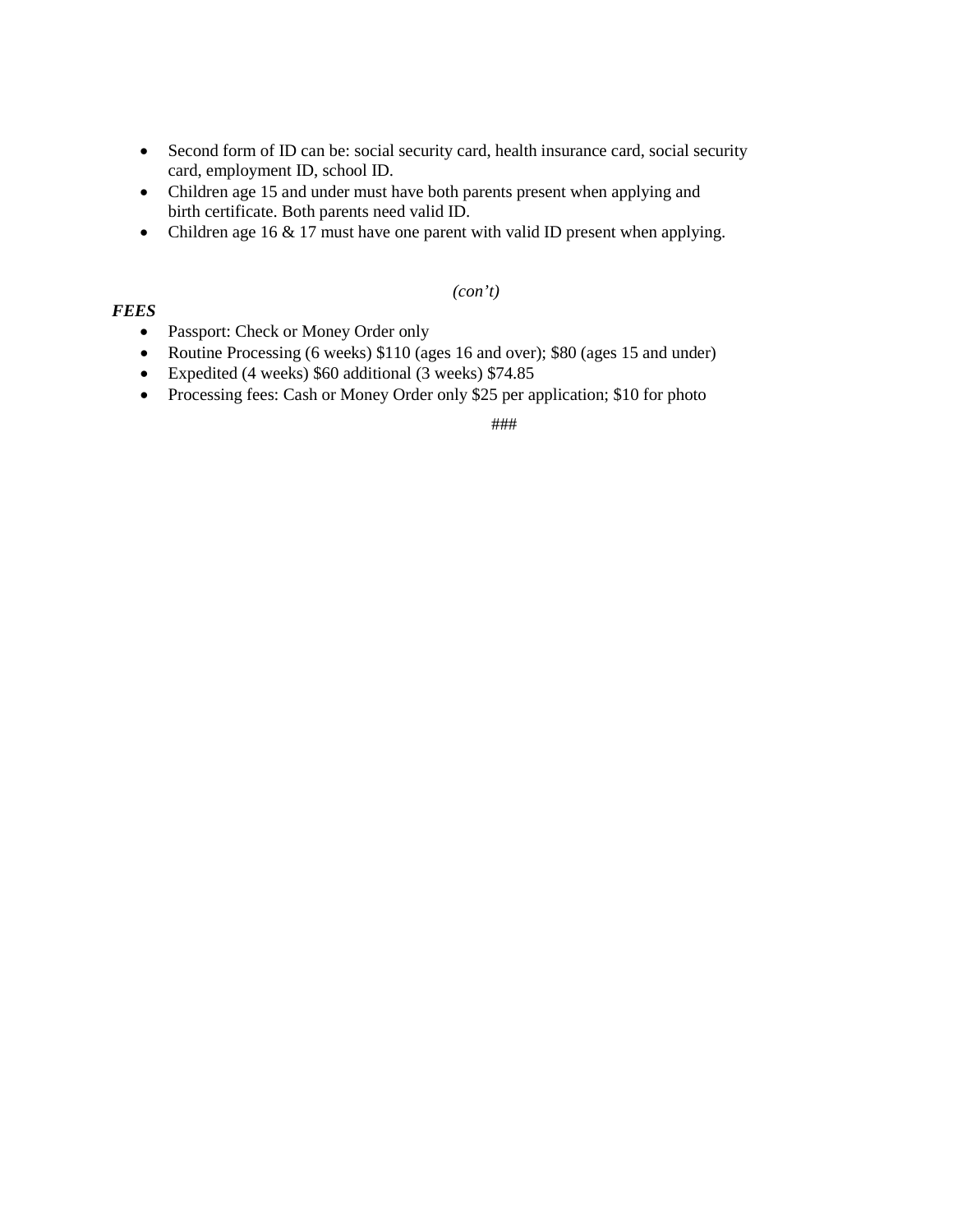- Second form of ID can be: social security card, health insurance card, social security card, employment ID, school ID.
- Children age 15 and under must have both parents present when applying and birth certificate. Both parents need valid ID.
- Children age 16 & 17 must have one parent with valid ID present when applying.

*(con't)*

***FEES***

- Passport: Check or Money Order only
- Routine Processing (6 weeks) $110 (ages 16 and over); $80 (ages 15 and under)
- Expedited (4 weeks) $60 additional (3 weeks) $74.85
- Processing fees: Cash or Money Order only $25 per application; $10 for photo

###